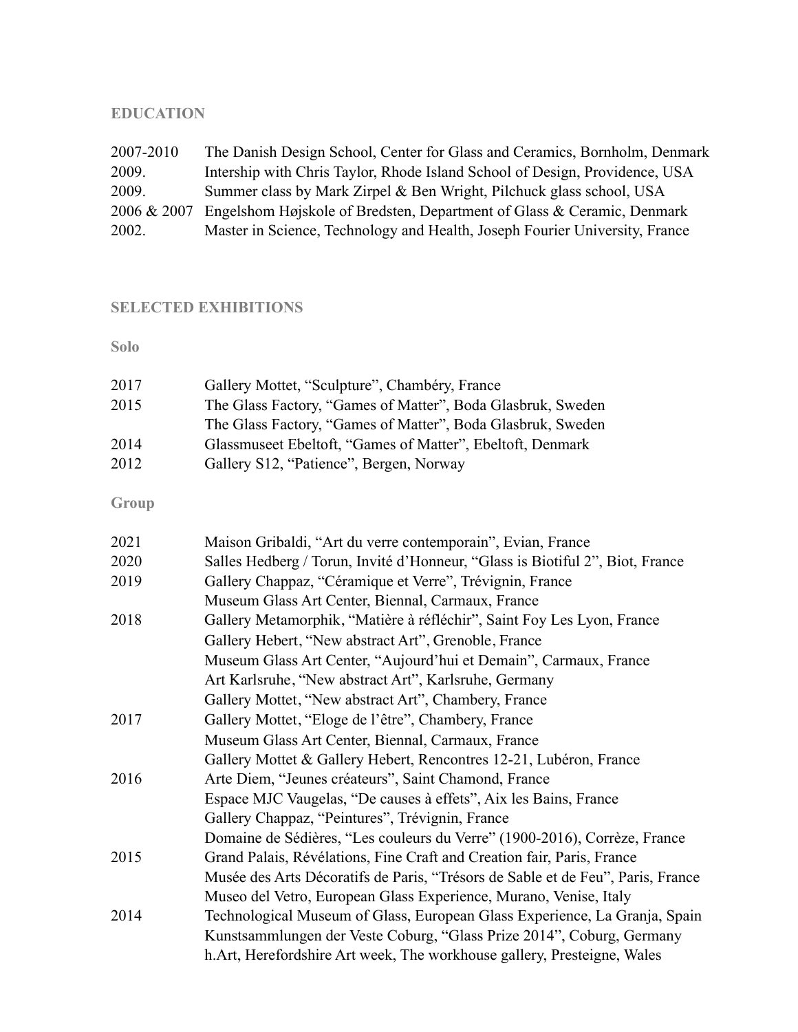## EDUCATION

| | |
|---|---|
| 2007-2010 | The Danish Design School, Center for Glass and Ceramics, Bornholm, Denmark |
| 2009. | Intership with Chris Taylor, Rhode Island School of Design, Providence, USA |
| 2009. | Summer class by Mark Zirpel & Ben Wright, Pilchuck glass school, USA |
| 2006 & 2007 | Engelshom Højskole of Bredsten, Department of Glass & Ceramic, Denmark |
| 2002. | Master in Science, Technology and Health, Joseph Fourier University, France |

## SELECTED EXHIBITIONS

### Solo

| | |
|---|---|
| 2017 | Gallery Mottet, "Sculpture", Chambéry, France |
| 2015 | The Glass Factory, "Games of Matter", Boda Glasbruk, Sweden |
| | The Glass Factory, "Games of Matter", Boda Glasbruk, Sweden |
| 2014 | Glassmuseet Ebeltoft, "Games of Matter", Ebeltoft, Denmark |
| 2012 | Gallery S12, "Patience", Bergen, Norway |

### Group

| | |
|---|---|
| 2021 | Maison Gribaldi, "Art du verre contemporain", Evian, France |
| 2020 | Salles Hedberg / Torun, Invité d'Honneur, "Glass is Biotiful 2", Biot, France |
| 2019 | Gallery Chappaz, "Céramique et Verre", Trévignin, France |
| | Museum Glass Art Center, Biennal, Carmaux, France |
| 2018 | Gallery Metamorphik, "Matière à réfléchir", Saint Foy Les Lyon, France |
| | Gallery Hebert, "New abstract Art", Grenoble, France |
| | Museum Glass Art Center, "Aujourd'hui et Demain", Carmaux, France |
| | Art Karlsruhe, "New abstract Art", Karlsruhe, Germany |
| | Gallery Mottet, "New abstract Art", Chambery, France |
| 2017 | Gallery Mottet, "Eloge de l'être", Chambery, France |
| | Museum Glass Art Center, Biennal, Carmaux, France |
| | Gallery Mottet & Gallery Hebert, Rencontres 12-21, Lubéron, France |
| 2016 | Arte Diem, "Jeunes créateurs", Saint Chamond, France |
| | Espace MJC Vaugelas, "De causes à effets", Aix les Bains, France |
| | Gallery Chappaz, "Peintures", Trévignin, France |
| | Domaine de Sédières, "Les couleurs du Verre" (1900-2016), Corrèze, France |
| 2015 | Grand Palais, Révélations, Fine Craft and Creation fair, Paris, France |
| | Musée des Arts Décoratifs de Paris, "Trésors de Sable et de Feu", Paris, France |
| | Museo del Vetro, European Glass Experience, Murano, Venise, Italy |
| 2014 | Technological Museum of Glass, European Glass Experience, La Granja, Spain |
| | Kunstsammlungen der Veste Coburg, "Glass Prize 2014", Coburg, Germany |
| | h.Art, Herefordshire Art week, The workhouse gallery, Presteigne, Wales |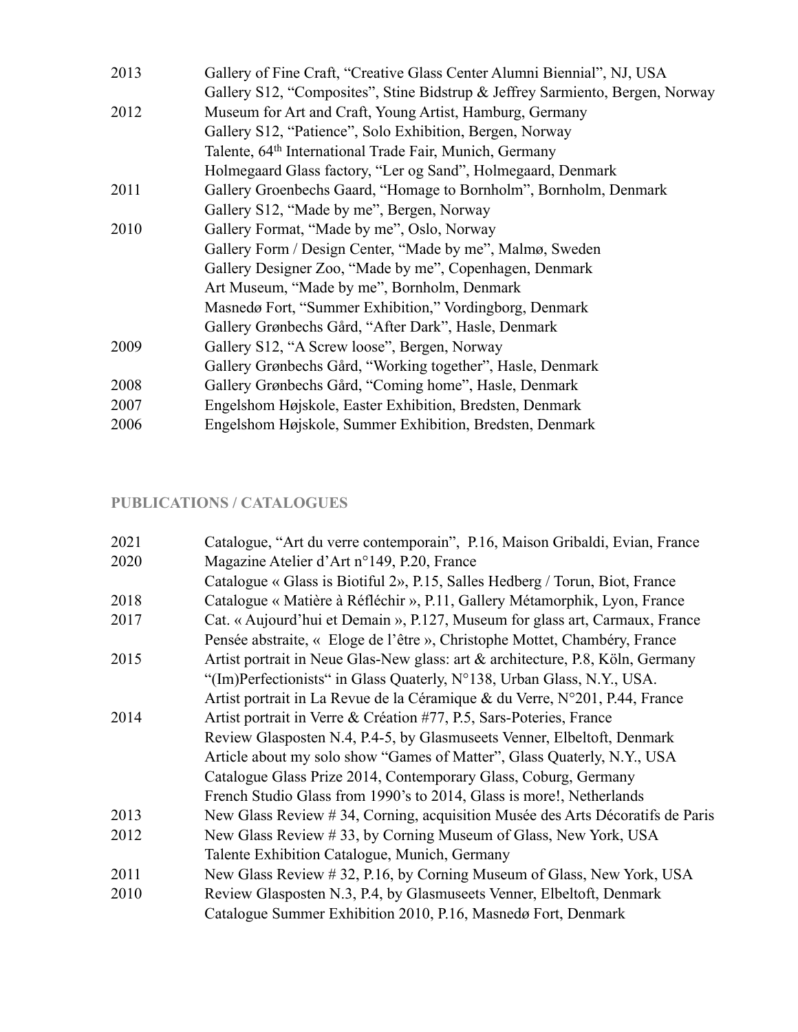| | |
|---|---|
| 2013 | Gallery of Fine Craft, “Creative Glass Center Alumni Biennial”, NJ, USA |
| | Gallery S12, “Composites”, Stine Bidstrup & Jeffrey Sarmiento, Bergen, Norway |
| 2012 | Museum for Art and Craft, Young Artist, Hamburg, Germany |
| | Gallery S12, “Patience”, Solo Exhibition, Bergen, Norway |
| | Talente, 64th International Trade Fair, Munich, Germany |
| | Holmegaard Glass factory, “Ler og Sand”, Holmegaard, Denmark |
| 2011 | Gallery Groenbechs Gaard, “Homage to Bornholm”, Bornholm, Denmark |
| | Gallery S12, “Made by me”, Bergen, Norway |
| 2010 | Gallery Format, “Made by me”, Oslo, Norway |
| | Gallery Form / Design Center, “Made by me”, Malmø, Sweden |
| | Gallery Designer Zoo, “Made by me”, Copenhagen, Denmark |
| | Art Museum, “Made by me”, Bornholm, Denmark |
| | Masnedø Fort, “Summer Exhibition,” Vordingborg, Denmark |
| | Gallery Grønbechs Gård, “After Dark”, Hasle, Denmark |
| 2009 | Gallery S12, “A Screw loose”, Bergen, Norway |
| | Gallery Grønbechs Gård, “Working together”, Hasle, Denmark |
| 2008 | Gallery Grønbechs Gård, “Coming home”, Hasle, Denmark |
| 2007 | Engelshom Højskole, Easter Exhibition, Bredsten, Denmark |
| 2006 | Engelshom Højskole, Summer Exhibition, Bredsten, Denmark |

## PUBLICATIONS / CATALOGUES

| | |
|---|---|
| 2021 | Catalogue, “Art du verre contemporain”, P.16, Maison Gribaldi, Evian, France |
| 2020 | Magazine Atelier d’Art n°149, P.20, France |
| | Catalogue « Glass is Biotiful 2», P.15, Salles Hedberg / Torun, Biot, France |
| 2018 | Catalogue « Matière à Réfléchir », P.11, Gallery Métamorphik, Lyon, France |
| 2017 | Cat. « Aujourd’hui et Demain », P.127, Museum for glass art, Carmaux, France |
| | Pensée abstraite, « Eloge de l’être », Christophe Mottet, Chambéry, France |
| 2015 | Artist portrait in Neue Glas-New glass: art & architecture, P.8, Köln, Germany |
| | “(Im)Perfectionists“ in Glass Quaterly, N°138, Urban Glass, N.Y., USA. |
| | Artist portrait in La Revue de la Céramique & du Verre, N°201, P.44, France |
| 2014 | Artist portrait in Verre & Création #77, P.5, Sars-Poteries, France |
| | Review Glasposten N.4, P.4-5, by Glasmuseets Venner, Elbeltoft, Denmark |
| | Article about my solo show “Games of Matter”, Glass Quaterly, N.Y., USA |
| | Catalogue Glass Prize 2014, Contemporary Glass, Coburg, Germany |
| | French Studio Glass from 1990’s to 2014, Glass is more!, Netherlands |
| 2013 | New Glass Review # 34, Corning, acquisition Musée des Arts Décoratifs de Paris |
| 2012 | New Glass Review # 33, by Corning Museum of Glass, New York, USA |
| | Talente Exhibition Catalogue, Munich, Germany |
| 2011 | New Glass Review # 32, P.16, by Corning Museum of Glass, New York, USA |
| 2010 | Review Glasposten N.3, P.4, by Glasmuseets Venner, Elbeltoft, Denmark |
| | Catalogue Summer Exhibition 2010, P.16, Masnedø Fort, Denmark |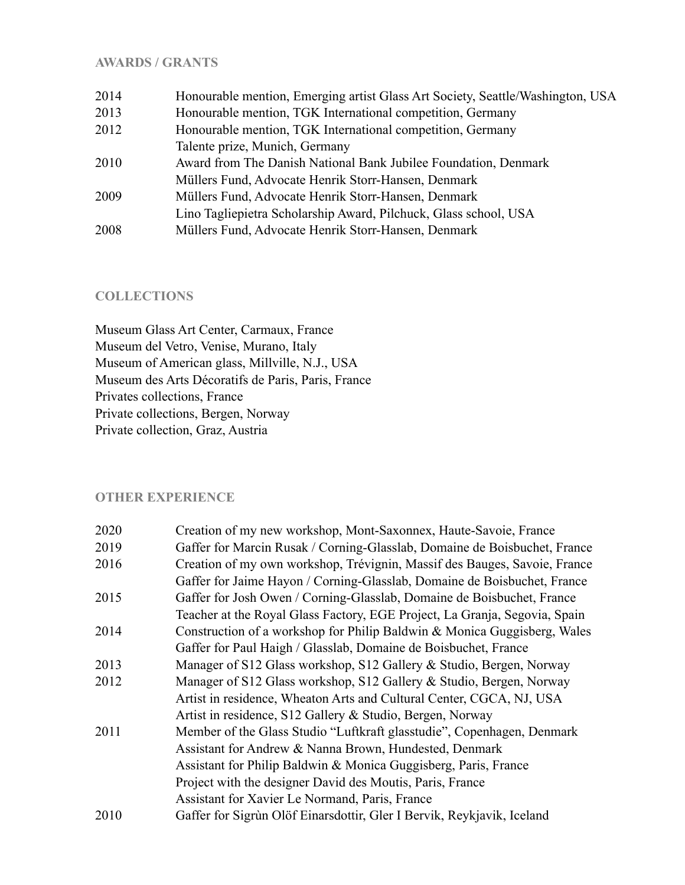## AWARDS / GRANTS

| | |
|---|---|
| 2014 | Honourable mention, Emerging artist Glass Art Society, Seattle/Washington, USA |
| 2013 | Honourable mention, TGK International competition, Germany |
| 2012 | Honourable mention, TGK International competition, Germany |
| | Talente prize, Munich, Germany |
| 2010 | Award from The Danish National Bank Jubilee Foundation, Denmark |
| | Müllers Fund, Advocate Henrik Storr-Hansen, Denmark |
| 2009 | Müllers Fund, Advocate Henrik Storr-Hansen, Denmark |
| | Lino Tagliepietra Scholarship Award, Pilchuck, Glass school, USA |
| 2008 | Müllers Fund, Advocate Henrik Storr-Hansen, Denmark |

## COLLECTIONS

Museum Glass Art Center, Carmaux, France
Museum del Vetro, Venise, Murano, Italy
Museum of American glass, Millville, N.J., USA
Museum des Arts Décoratifs de Paris, Paris, France
Privates collections, France
Private collections, Bergen, Norway
Private collection, Graz, Austria

## OTHER EXPERIENCE

| | |
|---|---|
| 2020 | Creation of my new workshop, Mont-Saxonnex, Haute-Savoie, France |
| 2019 | Gaffer for Marcin Rusak / Corning-Glasslab, Domaine de Boisbuchet, France |
| 2016 | Creation of my own workshop, Trévignin, Massif des Bauges, Savoie, France |
| | Gaffer for Jaime Hayon / Corning-Glasslab, Domaine de Boisbuchet, France |
| 2015 | Gaffer for Josh Owen / Corning-Glasslab, Domaine de Boisbuchet, France |
| | Teacher at the Royal Glass Factory, EGE Project, La Granja, Segovia, Spain |
| 2014 | Construction of a workshop for Philip Baldwin & Monica Guggisberg, Wales |
| | Gaffer for Paul Haigh / Glasslab, Domaine de Boisbuchet, France |
| 2013 | Manager of S12 Glass workshop, S12 Gallery & Studio, Bergen, Norway |
| 2012 | Manager of S12 Glass workshop, S12 Gallery & Studio, Bergen, Norway |
| | Artist in residence, Wheaton Arts and Cultural Center, CGCA, NJ, USA |
| | Artist in residence, S12 Gallery & Studio, Bergen, Norway |
| 2011 | Member of the Glass Studio "Luftkraft glasstudie", Copenhagen, Denmark |
| | Assistant for Andrew & Nanna Brown, Hundested, Denmark |
| | Assistant for Philip Baldwin & Monica Guggisberg, Paris, France |
| | Project with the designer David des Moutis, Paris, France |
| | Assistant for Xavier Le Normand, Paris, France |
| 2010 | Gaffer for Sigrùn Olöf Einarsdottir, Gler I Bervik, Reykjavik, Iceland |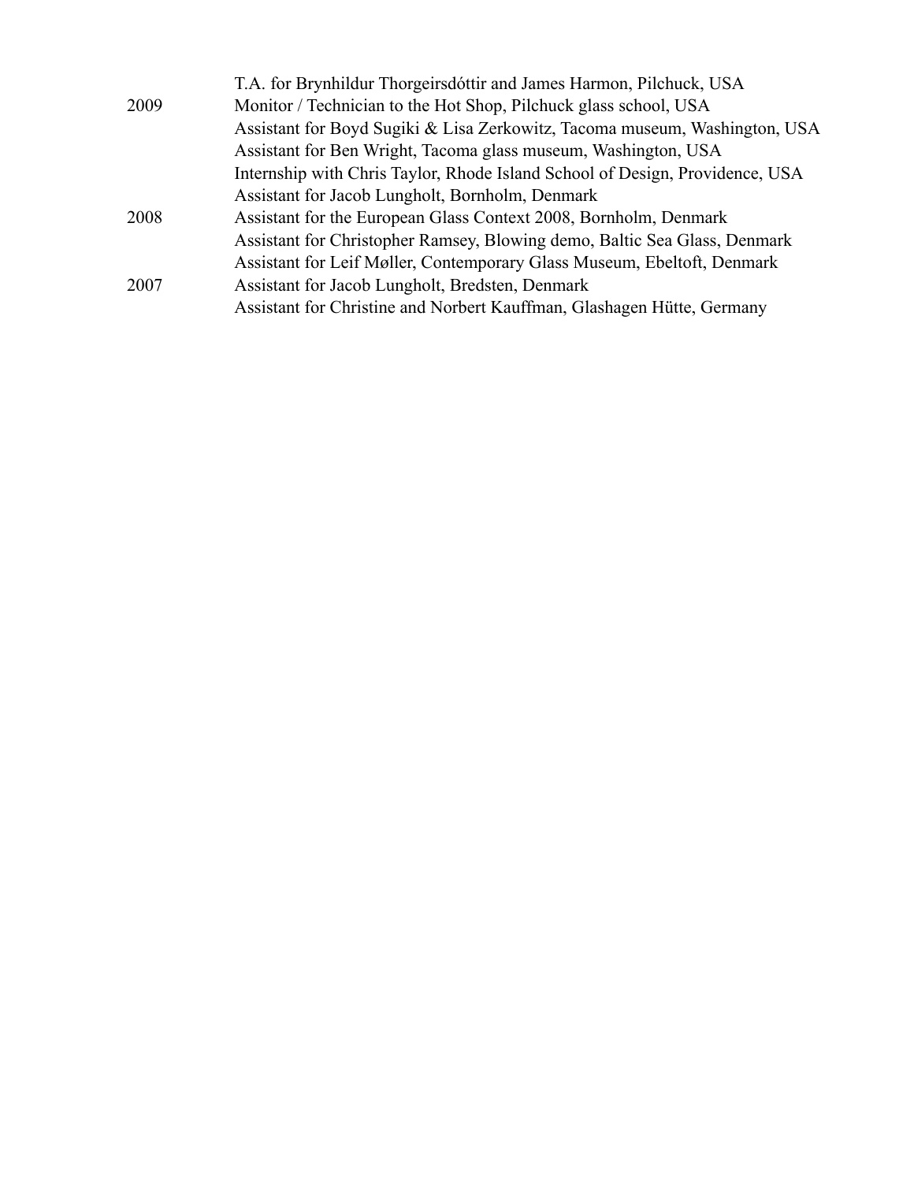| | |
|---|---|
| | T.A. for Brynhildur Thorgeirsdóttir and James Harmon, Pilchuck, USA |
| 2009 | Monitor / Technician to the Hot Shop, Pilchuck glass school, USA |
| | Assistant for Boyd Sugiki & Lisa Zerkowitz, Tacoma museum, Washington, USA |
| | Assistant for Ben Wright, Tacoma glass museum, Washington, USA |
| | Internship with Chris Taylor, Rhode Island School of Design, Providence, USA |
| | Assistant for Jacob Lungholt, Bornholm, Denmark |
| 2008 | Assistant for the European Glass Context 2008, Bornholm, Denmark |
| | Assistant for Christopher Ramsey, Blowing demo, Baltic Sea Glass, Denmark |
| | Assistant for Leif Møller, Contemporary Glass Museum, Ebeltoft, Denmark |
| 2007 | Assistant for Jacob Lungholt, Bredsten, Denmark |
| | Assistant for Christine and Norbert Kauffman, Glashagen Hütte, Germany |